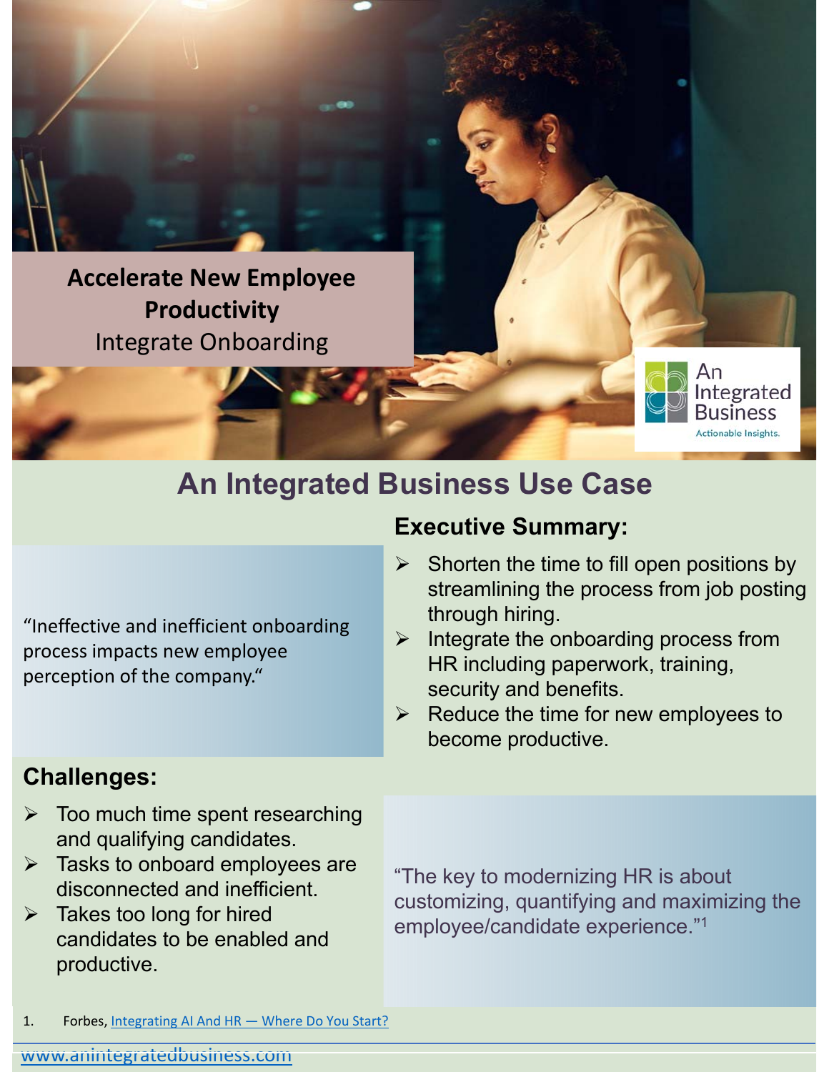# Accelerate New Employee Productivity

Integrate Onboarding

An Integrated Business

Actionable Insights.

## An Integrated Business Use Case

“Ineffective and inefficient onboarding process impacts new employee perception of the company.“

### Executive Summary:

- Shorten the time to fill open positions by streamlining the process from job posting through hiring.
- Integrate the onboarding process from HR including paperwork, training, security and benefits.
- Reduce the time for new employees to become productive.

### Challenges:

- Too much time spent researching and qualifying candidates.
- Tasks to onboard employees are disconnected and inefficient.
- Takes too long for hired candidates to be enabled and productive.

“The key to modernizing HR is about customizing, quantifying and maximizing the employee/candidate experience.”[1]

1. Forbes, Integrating AI And HR — Where Do You Start?

www.anintegratedbusiness.com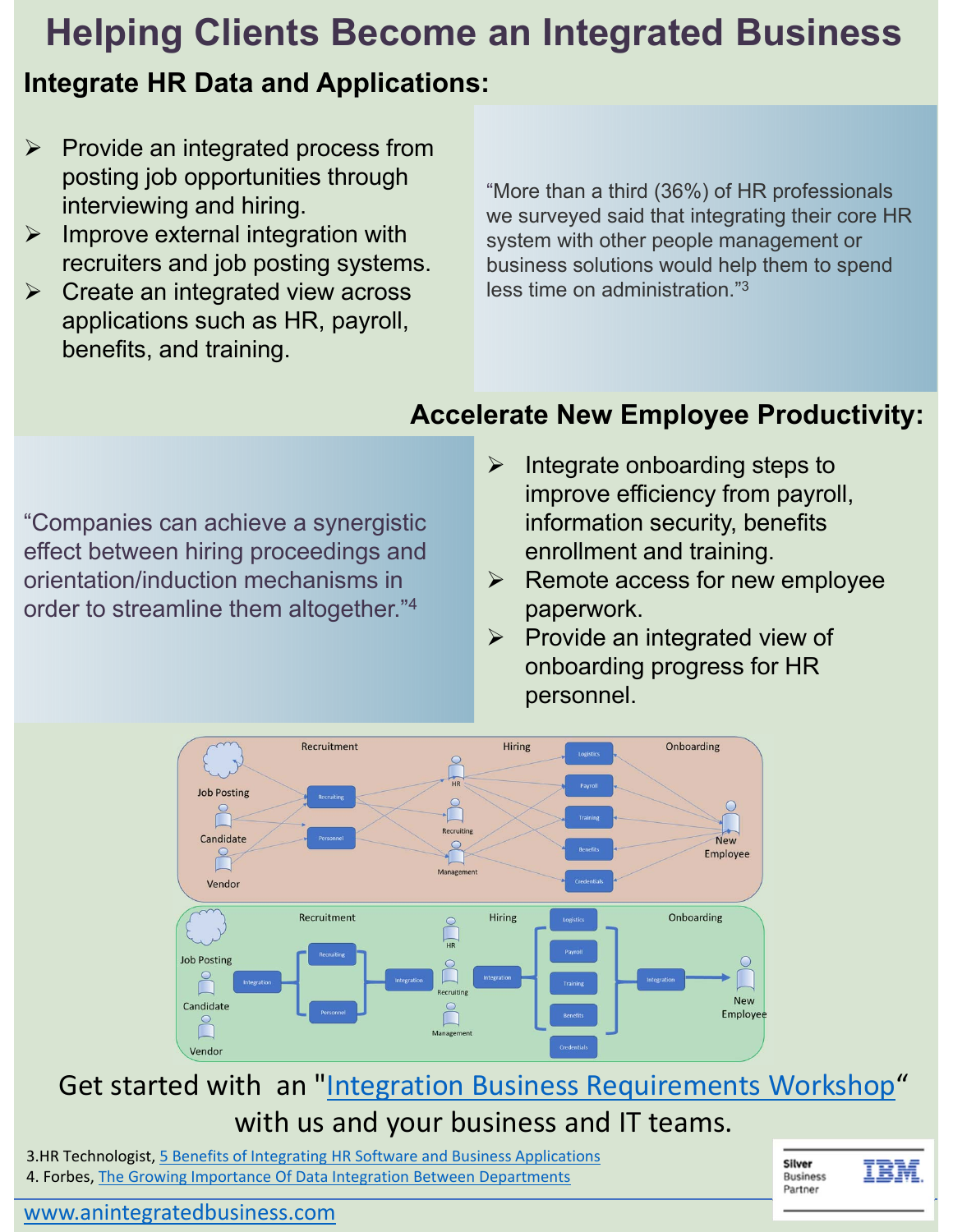# Helping Clients Become an Integrated Business

## Integrate HR Data and Applications:

- Provide an integrated process from posting job opportunities through interviewing and hiring.
- Improve external integration with recruiters and job posting systems.
- Create an integrated view across applications such as HR, payroll, benefits, and training.

"More than a third (36%) of HR professionals we surveyed said that integrating their core HR system with other people management or business solutions would help them to spend less time on administration."[3]

## Accelerate New Employee Productivity:

"Companies can achieve a synergistic effect between hiring proceedings and orientation/induction mechanisms in order to streamline them altogether."[4]

- Integrate onboarding steps to improve efficiency from payroll, information security, benefits enrollment and training.
- Remote access for new employee paperwork.
- Provide an integrated view of onboarding progress for HR personnel.

Recruitment
Hiring
Onboarding
Job Posting
Candidate
Vendor
Recruiting
Personnel
HR
Recruiting
Management
Logistics
Payroll
Training
Benefits
Credentials
New Employee

Recruitment
Hiring
Onboarding
Job Posting
Candidate
Vendor
Integration
Recruiting
Personnel
Integration
HR
Recruiting
Management
Integration
Logistics
Payroll
Training
Benefits
Credentials
Integration
New Employee

Get started with an "[Integration Business Requirements Workshop](#)" with us and your business and IT teams.

3. HR Technologist, [5 Benefits of Integrating HR Software and Business Applications](#)
4. Forbes, [The Growing Importance Of Data Integration Between Departments](#)

Silver Business Partner IBM

[www.anintegratedbusiness.com](http://www.anintegratedbusiness.com)